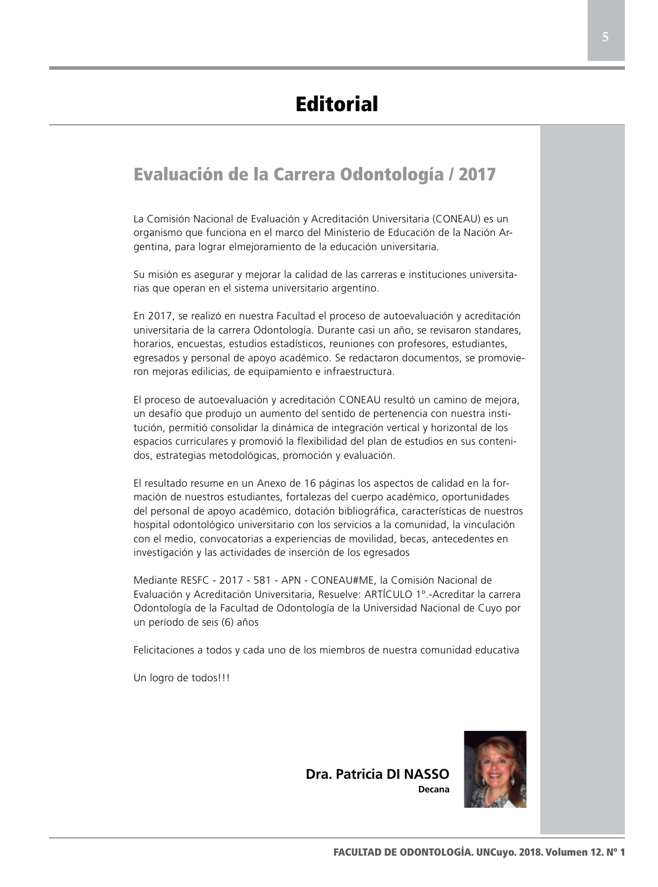# Editorial

## Evaluación de la Carrera Odontología / 2017

La Comisión Nacional de Evaluación y Acreditación Universitaria (CONEAU) es un organismo que funciona en el marco del Ministerio de Educación de la Nación Argentina, para lograr elmejoramiento de la educación universitaria.

Su misión es asegurar y mejorar la calidad de las carreras e instituciones universitarias que operan en el sistema universitario argentino.

En 2017, se realizó en nuestra Facultad el proceso de autoevaluación y acreditación universitaria de la carrera Odontología. Durante casi un año, se revisaron standares, horarios, encuestas, estudios estadísticos, reuniones con profesores, estudiantes, egresados y personal de apoyo académico. Se redactaron documentos, se promovieron mejoras edilicias, de equipamiento e infraestructura.

El proceso de autoevaluación y acreditación CONEAU resultó un camino de mejora, un desafío que produjo un aumento del sentido de pertenencia con nuestra institución, permitió consolidar la dinámica de integración vertical y horizontal de los espacios curriculares y promovió la flexibilidad del plan de estudios en sus contenidos, estrategias metodológicas, promoción y evaluación.

El resultado resume en un Anexo de 16 páginas los aspectos de calidad en la formación de nuestros estudiantes, fortalezas del cuerpo académico, oportunidades del personal de apoyo académico, dotación bibliográfica, características de nuestros hospital odontológico universitario con los servicios a la comunidad, la vinculación con el medio, convocatorias a experiencias de movilidad, becas, antecedentes en investigación y las actividades de inserción de los egresados

Mediante RESFC - 2017 - 581 - APN - CONEAU#ME, la Comisión Nacional de Evaluación y Acreditación Universitaria, Resuelve: ARTÍCULO 1º.-Acreditar la carrera Odontología de la Facultad de Odontología de la Universidad Nacional de Cuyo por un período de seis (6) años

Felicitaciones a todos y cada uno de los miembros de nuestra comunidad educativa

Un logro de todos!!!

**Dra. Patricia DI NASSO**
**Decana**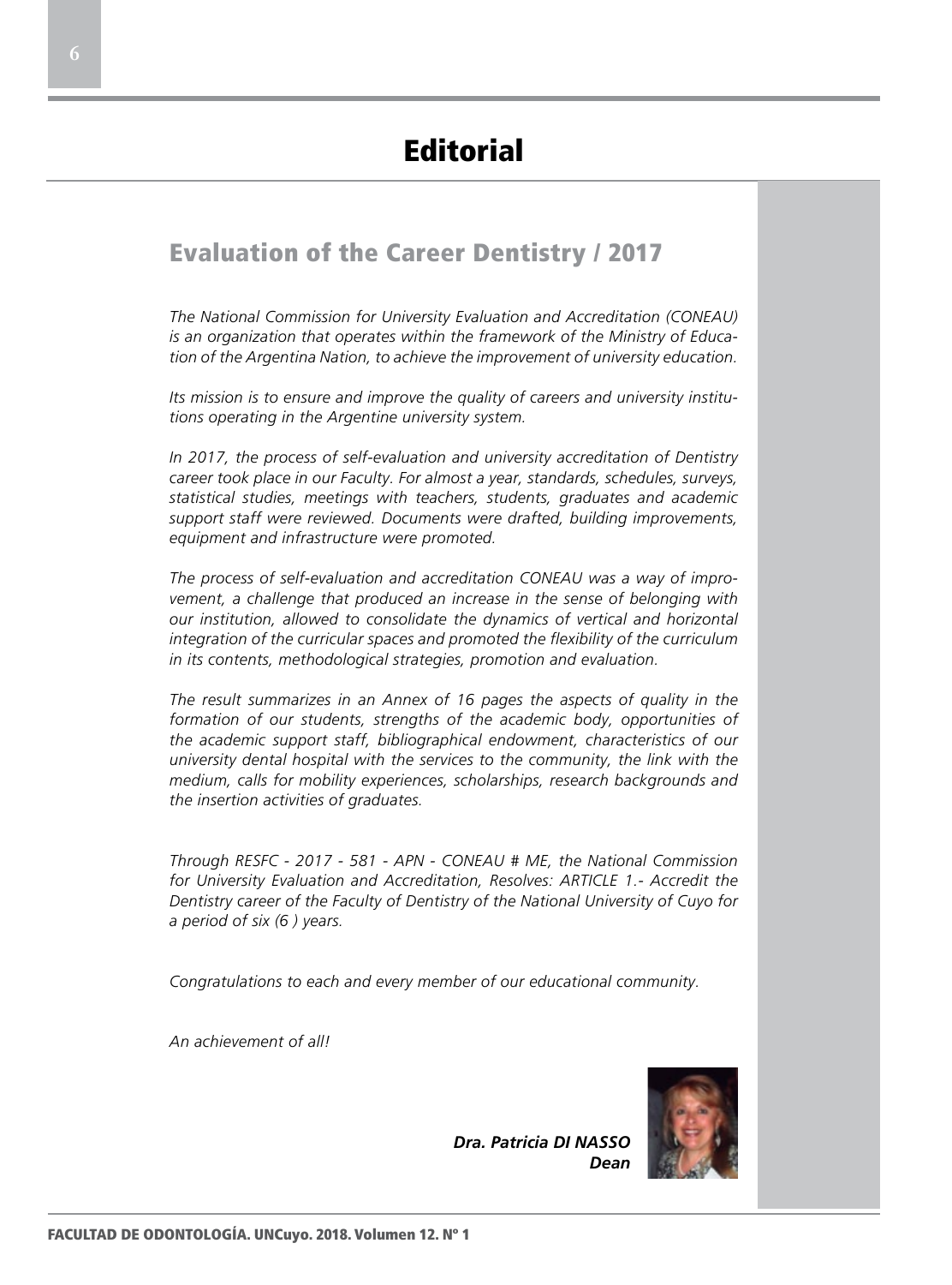# Editorial

## Evaluation of the Career Dentistry / 2017

*The National Commission for University Evaluation and Accreditation (CONEAU) is an organization that operates within the framework of the Ministry of Education of the Argentina Nation, to achieve the improvement of university education.*

*Its mission is to ensure and improve the quality of careers and university institutions operating in the Argentine university system.*

*In 2017, the process of self-evaluation and university accreditation of Dentistry career took place in our Faculty. For almost a year, standards, schedules, surveys, statistical studies, meetings with teachers, students, graduates and academic support staff were reviewed. Documents were drafted, building improvements, equipment and infrastructure were promoted.*

*The process of self-evaluation and accreditation CONEAU was a way of improvement, a challenge that produced an increase in the sense of belonging with our institution, allowed to consolidate the dynamics of vertical and horizontal integration of the curricular spaces and promoted the flexibility of the curriculum in its contents, methodological strategies, promotion and evaluation.*

*The result summarizes in an Annex of 16 pages the aspects of quality in the formation of our students, strengths of the academic body, opportunities of the academic support staff, bibliographical endowment, characteristics of our university dental hospital with the services to the community, the link with the medium, calls for mobility experiences, scholarships, research backgrounds and the insertion activities of graduates.*

*Through RESFC - 2017 - 581 - APN - CONEAU # ME, the National Commission for University Evaluation and Accreditation, Resolves: ARTICLE 1.- Accredit the Dentistry career of the Faculty of Dentistry of the National University of Cuyo for a period of six (6 ) years.*

*Congratulations to each and every member of our educational community.*

*An achievement of all!*

***Dra. Patricia DI NASSO***
***Dean***